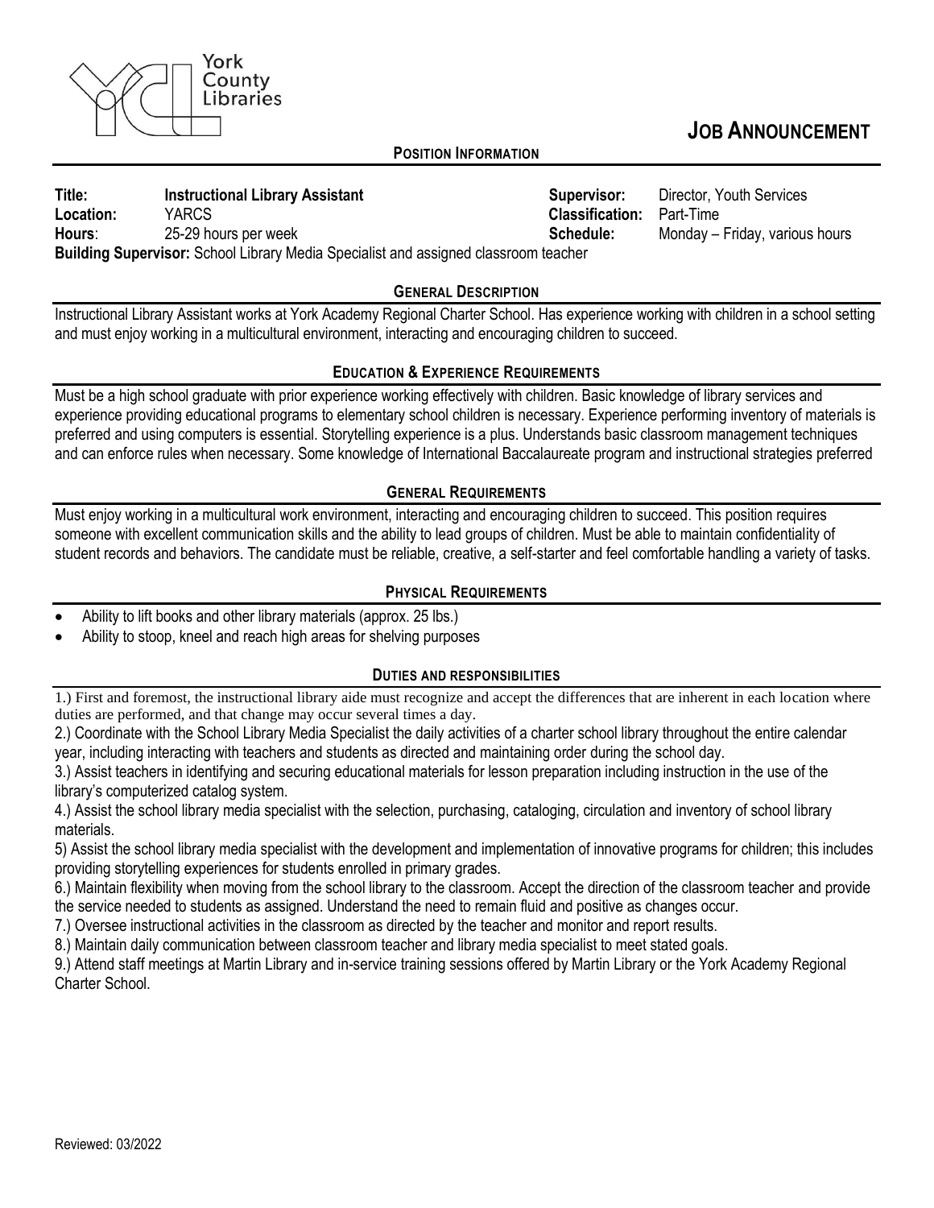York County Libraries

# JOB ANNOUNCEMENT

## POSITION INFORMATION

**Title:** **Instructional Library Assistant**
**Location:** YARCS
**Hours**: 25-29 hours per week
**Supervisor:** Director, Youth Services
**Classification:** Part-Time
**Schedule:** Monday – Friday, various hours
**Building Supervisor:** School Library Media Specialist and assigned classroom teacher

## GENERAL DESCRIPTION

Instructional Library Assistant works at York Academy Regional Charter School. Has experience working with children in a school setting and must enjoy working in a multicultural environment, interacting and encouraging children to succeed.

## EDUCATION & EXPERIENCE REQUIREMENTS

Must be a high school graduate with prior experience working effectively with children. Basic knowledge of library services and experience providing educational programs to elementary school children is necessary. Experience performing inventory of materials is preferred and using computers is essential. Storytelling experience is a plus. Understands basic classroom management techniques and can enforce rules when necessary. Some knowledge of International Baccalaureate program and instructional strategies preferred

## GENERAL REQUIREMENTS

Must enjoy working in a multicultural work environment, interacting and encouraging children to succeed. This position requires someone with excellent communication skills and the ability to lead groups of children. Must be able to maintain confidentiality of student records and behaviors. The candidate must be reliable, creative, a self-starter and feel comfortable handling a variety of tasks.

## PHYSICAL REQUIREMENTS

- Ability to lift books and other library materials (approx. 25 lbs.)
- Ability to stoop, kneel and reach high areas for shelving purposes

## DUTIES AND RESPONSIBILITIES

1.) First and foremost, the instructional library aide must recognize and accept the differences that are inherent in each location where duties are performed, and that change may occur several times a day.

2.) Coordinate with the School Library Media Specialist the daily activities of a charter school library throughout the entire calendar year, including interacting with teachers and students as directed and maintaining order during the school day.

3.) Assist teachers in identifying and securing educational materials for lesson preparation including instruction in the use of the library's computerized catalog system.

4.) Assist the school library media specialist with the selection, purchasing, cataloging, circulation and inventory of school library materials.

5) Assist the school library media specialist with the development and implementation of innovative programs for children; this includes providing storytelling experiences for students enrolled in primary grades.

6.) Maintain flexibility when moving from the school library to the classroom. Accept the direction of the classroom teacher and provide the service needed to students as assigned. Understand the need to remain fluid and positive as changes occur.

7.) Oversee instructional activities in the classroom as directed by the teacher and monitor and report results.

8.) Maintain daily communication between classroom teacher and library media specialist to meet stated goals.

9.) Attend staff meetings at Martin Library and in-service training sessions offered by Martin Library or the York Academy Regional Charter School.

Reviewed: 03/2022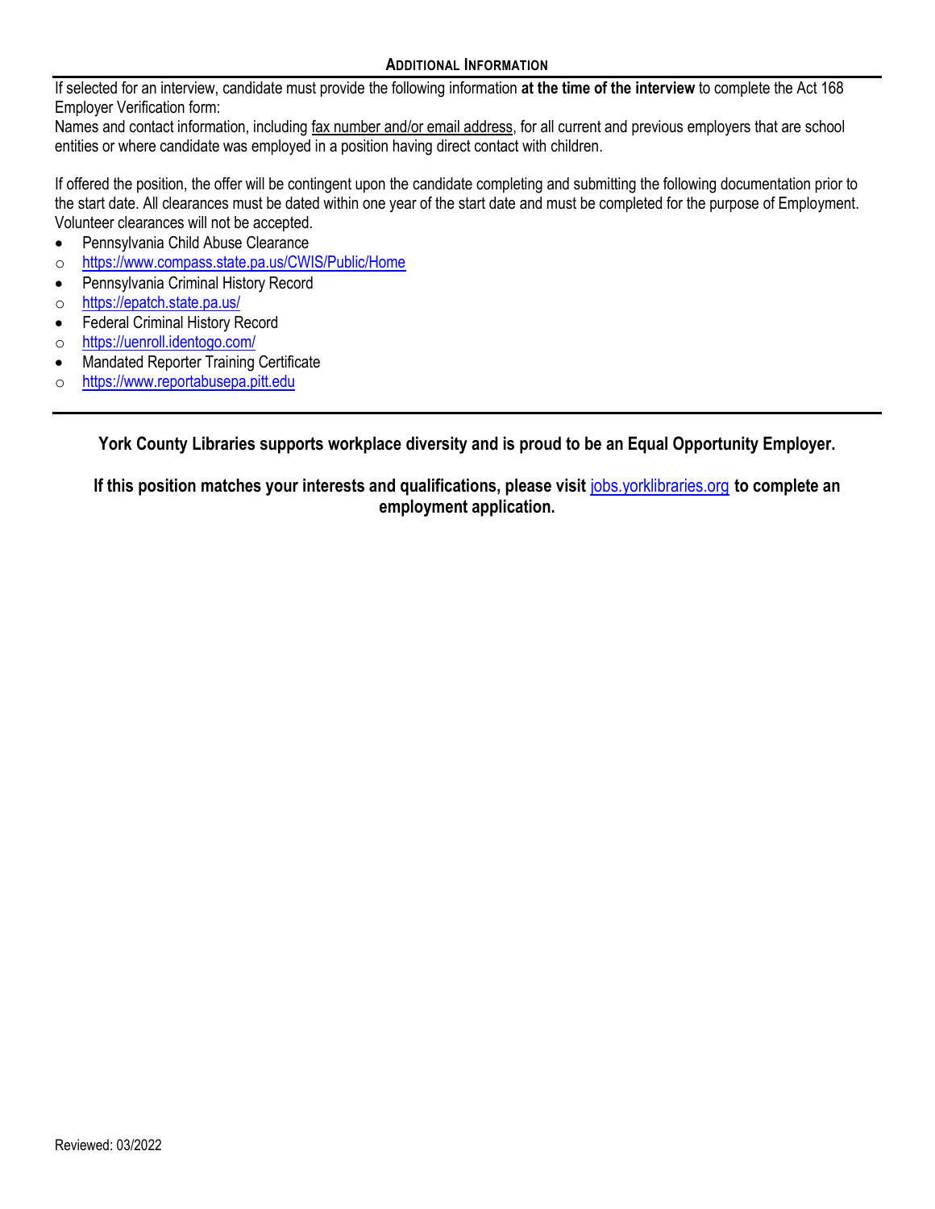## ADDITIONAL INFORMATION

If selected for an interview, candidate must provide the following information **at the time of the interview** to complete the Act 168 Employer Verification form:
Names and contact information, including fax number and/or email address, for all current and previous employers that are school entities or where candidate was employed in a position having direct contact with children.

If offered the position, the offer will be contingent upon the candidate completing and submitting the following documentation prior to the start date. All clearances must be dated within one year of the start date and must be completed for the purpose of Employment. Volunteer clearances will not be accepted.

- Pennsylvania Child Abuse Clearance
  - https://www.compass.state.pa.us/CWIS/Public/Home
- Pennsylvania Criminal History Record
  - https://epatch.state.pa.us/
- Federal Criminal History Record
  - https://uenroll.identogo.com/
- Mandated Reporter Training Certificate
  - https://www.reportabusepa.pitt.edu

---

**York County Libraries supports workplace diversity and is proud to be an Equal Opportunity Employer.**

**If this position matches your interests and qualifications, please visit** jobs.yorklibraries.org **to complete an employment application.**

Reviewed: 03/2022